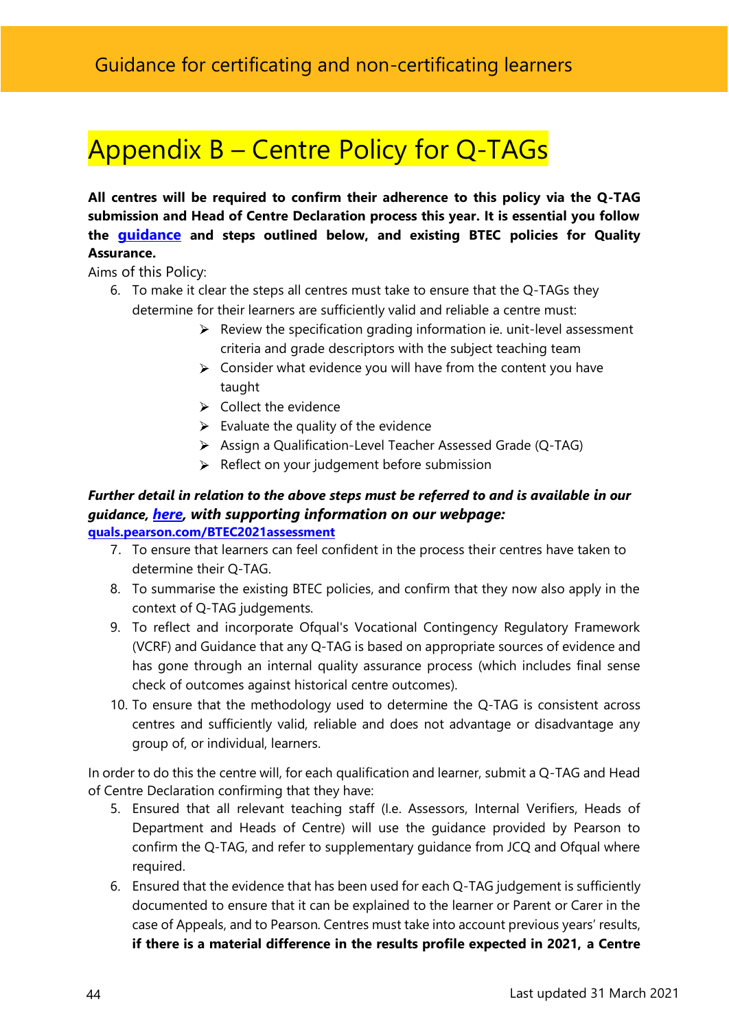# Appendix B – Centre Policy for Q-TAGs

**All centres will be required to confirm their adherence to this policy via the Q-TAG submission and Head of Centre Declaration process this year. It is essential you follow the guidance and steps outlined below, and existing BTEC policies for Quality Assurance.**

Aims of this Policy:

6. To make it clear the steps all centres must take to ensure that the Q-TAGs they determine for their learners are sufficiently valid and reliable a centre must:
    - Review the specification grading information ie. unit-level assessment criteria and grade descriptors with the subject teaching team
    - Consider what evidence you will have from the content you have taught
    - Collect the evidence
    - Evaluate the quality of the evidence
    - Assign a Qualification-Level Teacher Assessed Grade (Q-TAG)
    - Reflect on your judgement before submission

***Further detail in relation to the above steps must be referred to and is available in our guidance, here, with supporting information on our webpage:***
**quals.pearson.com/BTEC2021assessment**

7. To ensure that learners can feel confident in the process their centres have taken to determine their Q-TAG.
8. To summarise the existing BTEC policies, and confirm that they now also apply in the context of Q-TAG judgements.
9. To reflect and incorporate Ofqual's Vocational Contingency Regulatory Framework (VCRF) and Guidance that any Q-TAG is based on appropriate sources of evidence and has gone through an internal quality assurance process (which includes final sense check of outcomes against historical centre outcomes).
10. To ensure that the methodology used to determine the Q-TAG is consistent across centres and sufficiently valid, reliable and does not advantage or disadvantage any group of, or individual, learners.

In order to do this the centre will, for each qualification and learner, submit a Q-TAG and Head of Centre Declaration confirming that they have:

5. Ensured that all relevant teaching staff (I.e. Assessors, Internal Verifiers, Heads of Department and Heads of Centre) will use the guidance provided by Pearson to confirm the Q-TAG, and refer to supplementary guidance from JCQ and Ofqual where required.
6. Ensured that the evidence that has been used for each Q-TAG judgement is sufficiently documented to ensure that it can be explained to the learner or Parent or Carer in the case of Appeals, and to Pearson. Centres must take into account previous years' results, **if there is a material difference in the results profile expected in 2021, a Centre**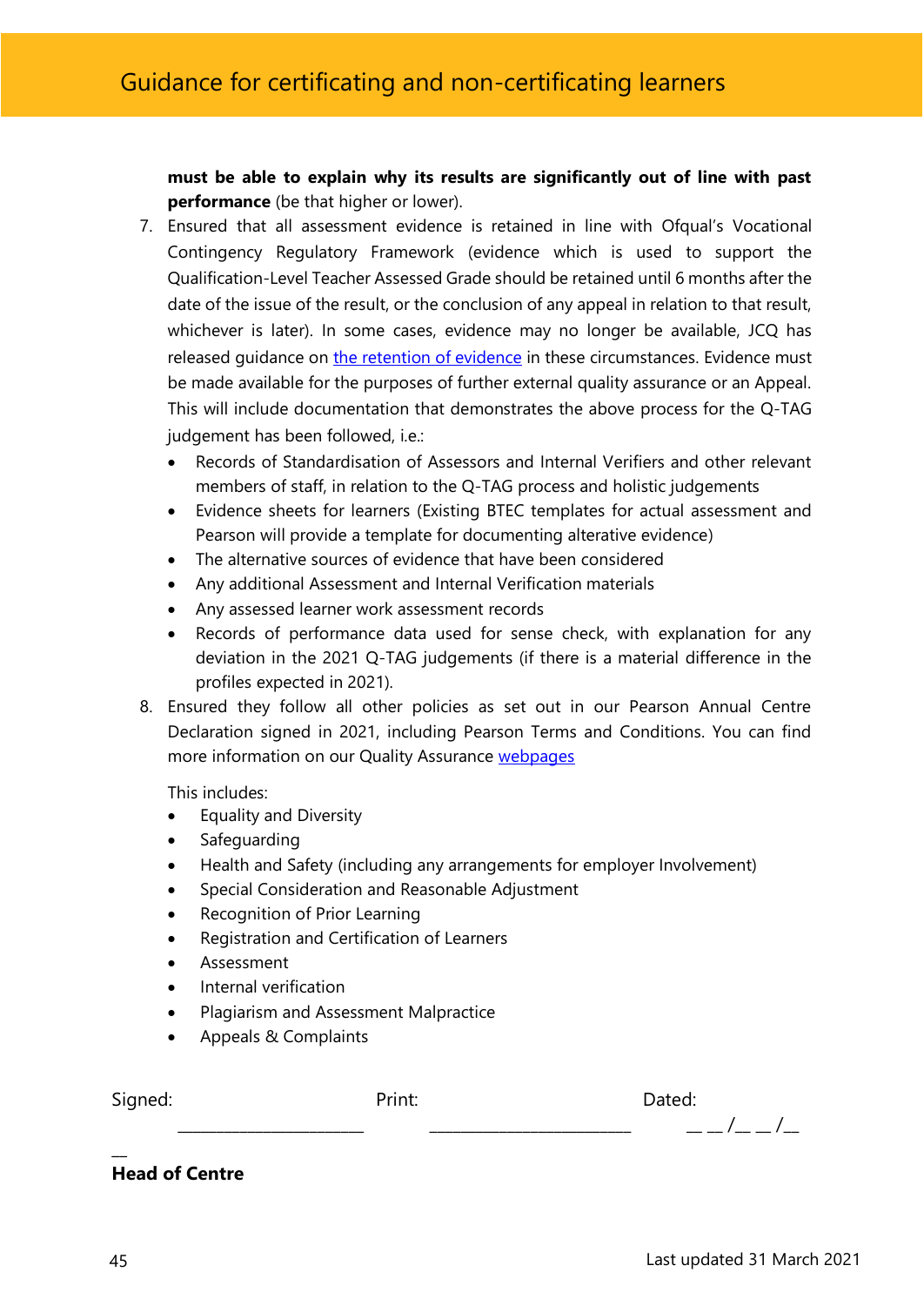**must be able to explain why its results are significantly out of line with past performance** (be that higher or lower).

7. Ensured that all assessment evidence is retained in line with Ofqual's Vocational Contingency Regulatory Framework (evidence which is used to support the Qualification-Level Teacher Assessed Grade should be retained until 6 months after the date of the issue of the result, or the conclusion of any appeal in relation to that result, whichever is later). In some cases, evidence may no longer be available, JCQ has released guidance on [the retention of evidence]() in these circumstances. Evidence must be made available for the purposes of further external quality assurance or an Appeal. This will include documentation that demonstrates the above process for the Q-TAG judgement has been followed, i.e.:
   - Records of Standardisation of Assessors and Internal Verifiers and other relevant members of staff, in relation to the Q-TAG process and holistic judgements
   - Evidence sheets for learners (Existing BTEC templates for actual assessment and Pearson will provide a template for documenting alterative evidence)
   - The alternative sources of evidence that have been considered
   - Any additional Assessment and Internal Verification materials
   - Any assessed learner work assessment records
   - Records of performance data used for sense check, with explanation for any deviation in the 2021 Q-TAG judgements (if there is a material difference in the profiles expected in 2021).
8. Ensured they follow all other policies as set out in our Pearson Annual Centre Declaration signed in 2021, including Pearson Terms and Conditions. You can find more information on our Quality Assurance [webpages]()

   This includes:
   - Equality and Diversity
   - Safeguarding
   - Health and Safety (including any arrangements for employer Involvement)
   - Special Consideration and Reasonable Adjustment
   - Recognition of Prior Learning
   - Registration and Certification of Learners
   - Assessment
   - Internal verification
   - Plagiarism and Assessment Malpractice
   - Appeals & Complaints

Signed: ______________________ Print: ________________________ Dated: __ __/__ __/__

**Head of Centre**